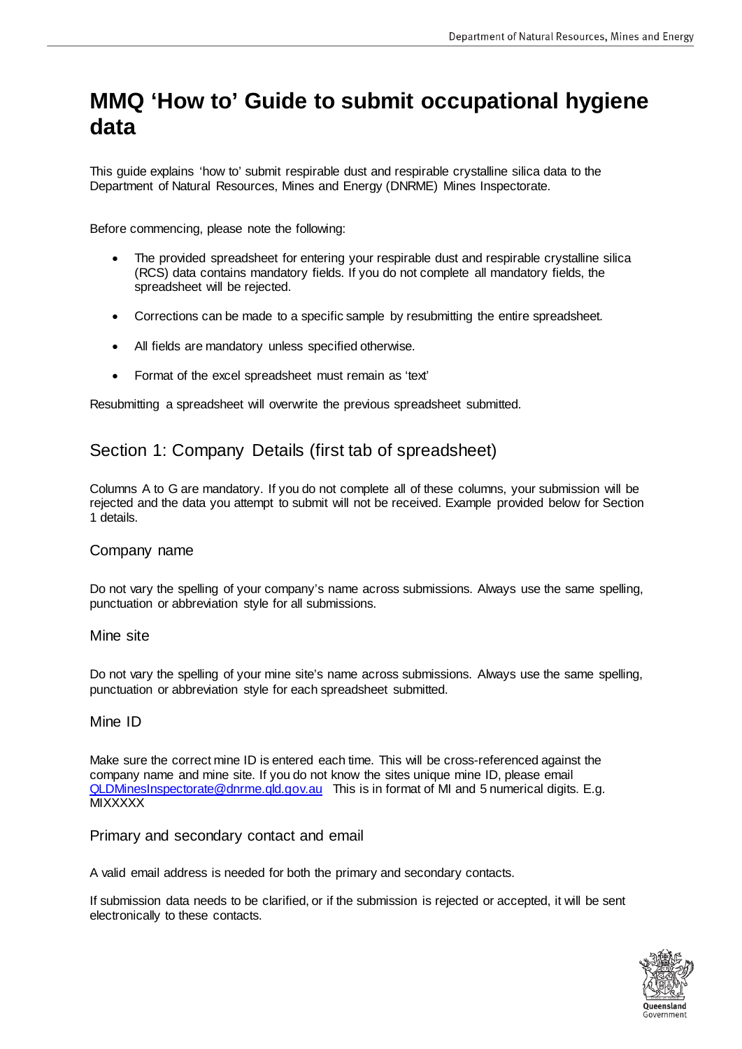# MMQ 'How to' Guide to submit occupational hygiene data

This guide explains 'how to' submit respirable dust and respirable crystalline silica data to the Department of Natural Resources, Mines and Energy (DNRME) Mines Inspectorate.

Before commencing, please note the following:

- The provided spreadsheet for entering your respirable dust and respirable crystalline silica (RCS) data contains mandatory fields. If you do not complete all mandatory fields, the spreadsheet will be rejected.
- Corrections can be made to a specific sample by resubmitting the entire spreadsheet.
- All fields are mandatory unless specified otherwise.
- Format of the excel spreadsheet must remain as 'text'

Resubmitting a spreadsheet will overwrite the previous spreadsheet submitted.

## Section 1: Company Details (first tab of spreadsheet)

Columns A to G are mandatory. If you do not complete all of these columns, your submission will be rejected and the data you attempt to submit will not be received. Example provided below for Section 1 details.

### Company name

Do not vary the spelling of your company's name across submissions. Always use the same spelling, punctuation or abbreviation style for all submissions.

### Mine site

Do not vary the spelling of your mine site's name across submissions. Always use the same spelling, punctuation or abbreviation style for each spreadsheet submitted.

### Mine ID

Make sure the correct mine ID is entered each time. This will be cross-referenced against the company name and mine site. If you do not know the sites unique mine ID, please email QLDMinesInspectorate@dnrme.qld.gov.au This is in format of MI and 5 numerical digits. E.g. MIXXXXX

### Primary and secondary contact and email

A valid email address is needed for both the primary and secondary contacts.

If submission data needs to be clarified, or if the submission is rejected or accepted, it will be sent electronically to these contacts.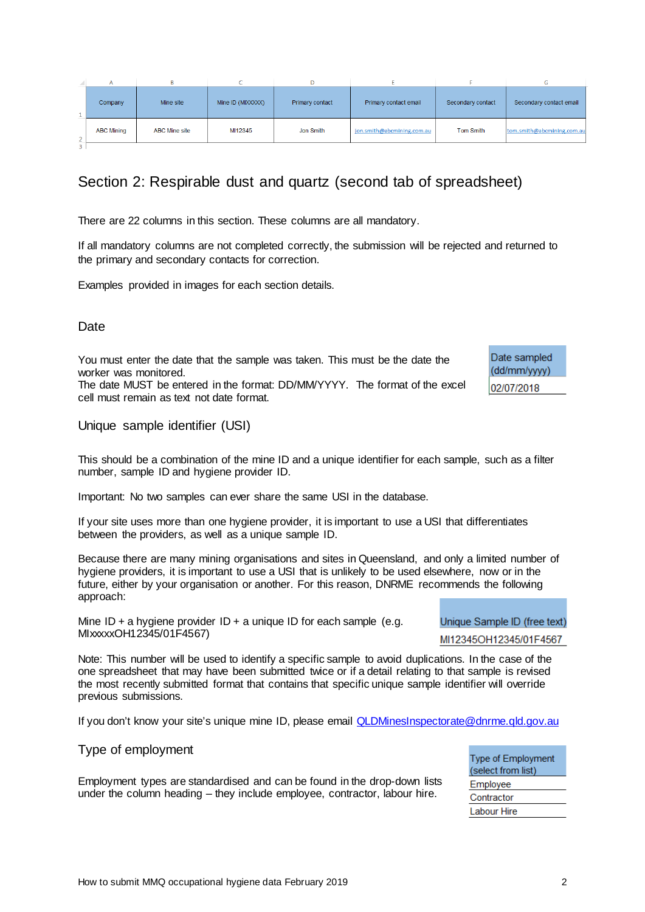| | A | B | C | D | E | F | G |
|---|---|---|---|---|---|---|---|
| 1 | Company | Mine site | Mine ID (MIXXXXX) | Primary contact | Primary contact email | Secondary contact | Secondary contact email |
| 2 | ABC Mining | ABC Mine site | MI12345 | Jon Smith | jon.smith@abcmining.com.au | Tom Smith | tom.smith@abcmining.com.au |
| 3 | | | | | | | |

## Section 2: Respirable dust and quartz (second tab of spreadsheet)

There are 22 columns in this section. These columns are all mandatory.

If all mandatory columns are not completed correctly, the submission will be rejected and returned to the primary and secondary contacts for correction.

Examples provided in images for each section details.

### Date

You must enter the date that the sample was taken. This must be the date the worker was monitored.
The date MUST be entered in the format: DD/MM/YYYY. The format of the excel cell must remain as text not date format.

| Date sampled (dd/mm/yyyy) |
|---|
| 02/07/2018 |

### Unique sample identifier (USI)

This should be a combination of the mine ID and a unique identifier for each sample, such as a filter number, sample ID and hygiene provider ID.

Important: No two samples can ever share the same USI in the database.

If your site uses more than one hygiene provider, it is important to use a USI that differentiates between the providers, as well as a unique sample ID.

Because there are many mining organisations and sites in Queensland, and only a limited number of hygiene providers, it is important to use a USI that is unlikely to be used elsewhere, now or in the future, either by your organisation or another. For this reason, DNRME recommends the following approach:

Mine ID + a hygiene provider ID + a unique ID for each sample (e.g. MIxxxxxOH12345/01F4567)

| Unique Sample ID (free text) |
|---|
| MI12345OH12345/01F4567 |

Note: This number will be used to identify a specific sample to avoid duplications. In the case of the one spreadsheet that may have been submitted twice or if a detail relating to that sample is revised the most recently submitted format that contains that specific unique sample identifier will override previous submissions.

If you don't know your site's unique mine ID, please email QLDMinesInspectorate@dnrme.qld.gov.au

### Type of employment

Employment types are standardised and can be found in the drop-down lists under the column heading – they include employee, contractor, labour hire.

| Type of Employment (select from list) |
|---|
| Employee |
| Contractor |
| Labour Hire |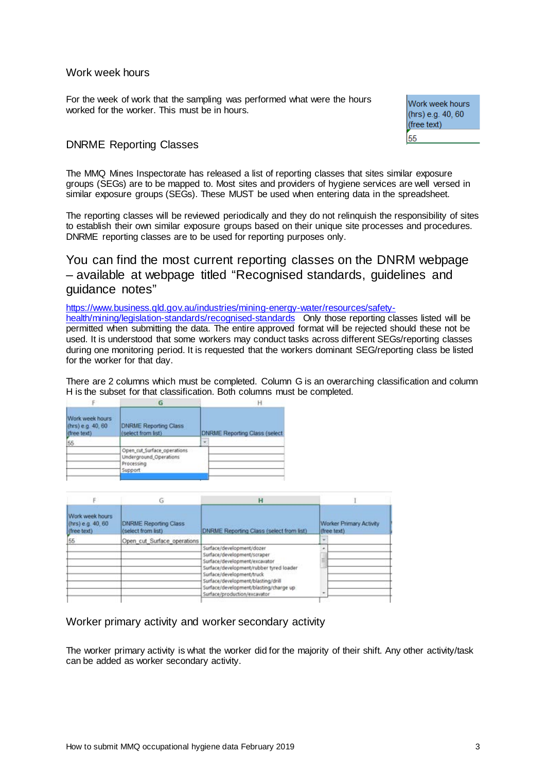## Work week hours

For the week of work that the sampling was performed what were the hours worked for the worker. This must be in hours.

| Work week hours (hrs) e.g. 40, 60 (free text) |
|---|
| 55 |

## DNRME Reporting Classes

The MMQ Mines Inspectorate has released a list of reporting classes that sites similar exposure groups (SEGs) are to be mapped to. Most sites and providers of hygiene services are well versed in similar exposure groups (SEGs). These MUST be used when entering data in the spreadsheet.

The reporting classes will be reviewed periodically and they do not relinquish the responsibility of sites to establish their own similar exposure groups based on their unique site processes and procedures. DNRME reporting classes are to be used for reporting purposes only.

## You can find the most current reporting classes on the DNRM webpage – available at webpage titled "Recognised standards, guidelines and guidance notes"

https://www.business.qld.gov.au/industries/mining-energy-water/resources/safety-health/mining/legislation-standards/recognised-standards Only those reporting classes listed will be permitted when submitting the data. The entire approved format will be rejected should these not be used. It is understood that some workers may conduct tasks across different SEGs/reporting classes during one monitoring period. It is requested that the workers dominant SEG/reporting class be listed for the worker for that day.

There are 2 columns which must be completed. Column G is an overarching classification and column H is the subset for that classification. Both columns must be completed.

| F | G | H |
|---|---|---|
| Work week hours (hrs) e.g. 40, 60 (free text) | DNRME Reporting Class (select from list) | DNRME Reporting Class (select |
| 55 | | |
| | Open_cut_Surface_operations | |
| | Underground_Operations | |
| | Processing | |
| | Support | |

| F | G | H | I |
|---|---|---|---|
| Work week hours (hrs) e.g. 40, 60 (free text) | DNRME Reporting Class (select from list) | DNRME Reporting Class (select from list) | Worker Primary Activity (free text) |
| 55 | Open_cut_Surface_operations | | |
| | | Surface/development/dozer | |
| | | Surface/development/scraper | |
| | | Surface/development/excavator | |
| | | Surface/development/rubber tyred loader | |
| | | Surface/development/truck | |
| | | Surface/development/blasting/drill | |
| | | Surface/development/blasting/charge up | |
| | | Surface/production/excavator | |

## Worker primary activity and worker secondary activity

The worker primary activity is what the worker did for the majority of their shift. Any other activity/task can be added as worker secondary activity.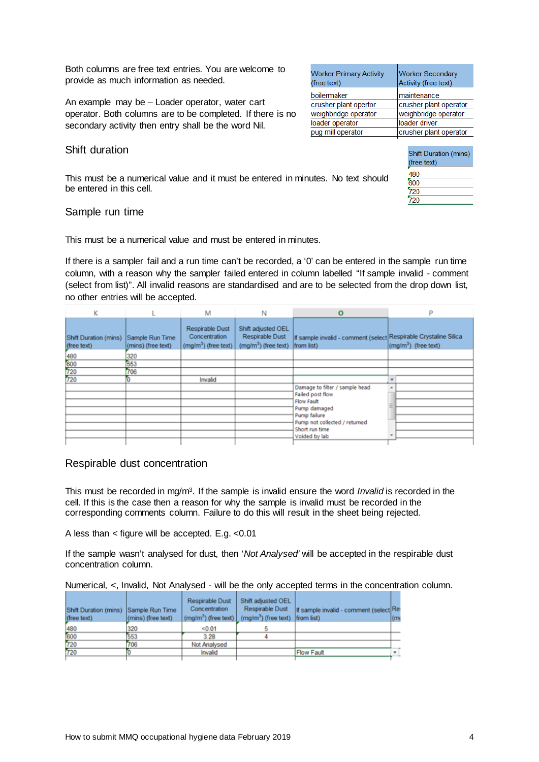Both columns are free text entries. You are welcome to provide as much information as needed.

An example may be – Loader operator, water cart operator. Both columns are to be completed. If there is no secondary activity then entry shall be the word Nil.

| Worker Primary Activity (free text) | Worker Secondary Activity (free text) |
|---|---|
| boilermaker | maintenance |
| crusher plant opertor | crusher plant operator |
| weighbridge operator | weighbridge operator |
| loader operator | loader driver |
| pug mill operator | crusher plant operator |

## Shift duration

This must be a numerical value and it must be entered in minutes. No text should be entered in this cell.

| Shift Duration (mins) (free text) |
|---|
| 480 |
| 600 |
| 720 |
| 720 |

## Sample run time

This must be a numerical value and must be entered in minutes.

If there is a sampler fail and a run time can't be recorded, a '0' can be entered in the sample run time column, with a reason why the sampler failed entered in column labelled "If sample invalid - comment (select from list)". All invalid reasons are standardised and are to be selected from the drop down list, no other entries will be accepted.

| K | L | M | N | O | P |
|---|---|---|---|---|---|
| Shift Duration (mins) (free text) | Sample Run Time (mins) (free text) | Respirable Dust Concentration (mg/m³) (free text) | Shift adjusted OEL Respirable Dust (mg/m³) (free text) | If sample invalid - comment (select from list) | Respirable Crystaline Silica (mg/m³) (free text) |
| 480 | 320 | | | | |
| 600 | 553 | | | | |
| 720 | 706 | | | | |
| 720 | 0 | Invalid | | | |
| | | | | Damage to filter / sample head | |
| | | | | Failed post flow | |
| | | | | Flow Fault | |
| | | | | Pump damaged | |
| | | | | Pump failure | |
| | | | | Pump not collected / returned | |
| | | | | Short run time | |
| | | | | Voided by lab | |

## Respirable dust concentration

This must be recorded in mg/m³. If the sample is invalid ensure the word *Invalid* is recorded in the cell. If this is the case then a reason for why the sample is invalid must be recorded in the corresponding comments column. Failure to do this will result in the sheet being rejected.

A less than < figure will be accepted. E.g. <0.01

If the sample wasn't analysed for dust, then '*Not Analysed*' will be accepted in the respirable dust concentration column.

Numerical, <, Invalid, Not Analysed - will be the only accepted terms in the concentration column.

| Shift Duration (mins) (free text) | Sample Run Time (mins) (free text) | Respirable Dust Concentration (mg/m³) (free text) | Shift adjusted OEL Respirable Dust (mg/m³) (free text) | If sample invalid - comment (select from list) | Re (m |
|---|---|---|---|---|---|
| 480 | 320 | <0.01 | 5 | | |
| 600 | 553 | 3.28 | 4 | | |
| 720 | 706 | Not Analysed | | | |
| 720 | 0 | Invalid | | Flow Fault | |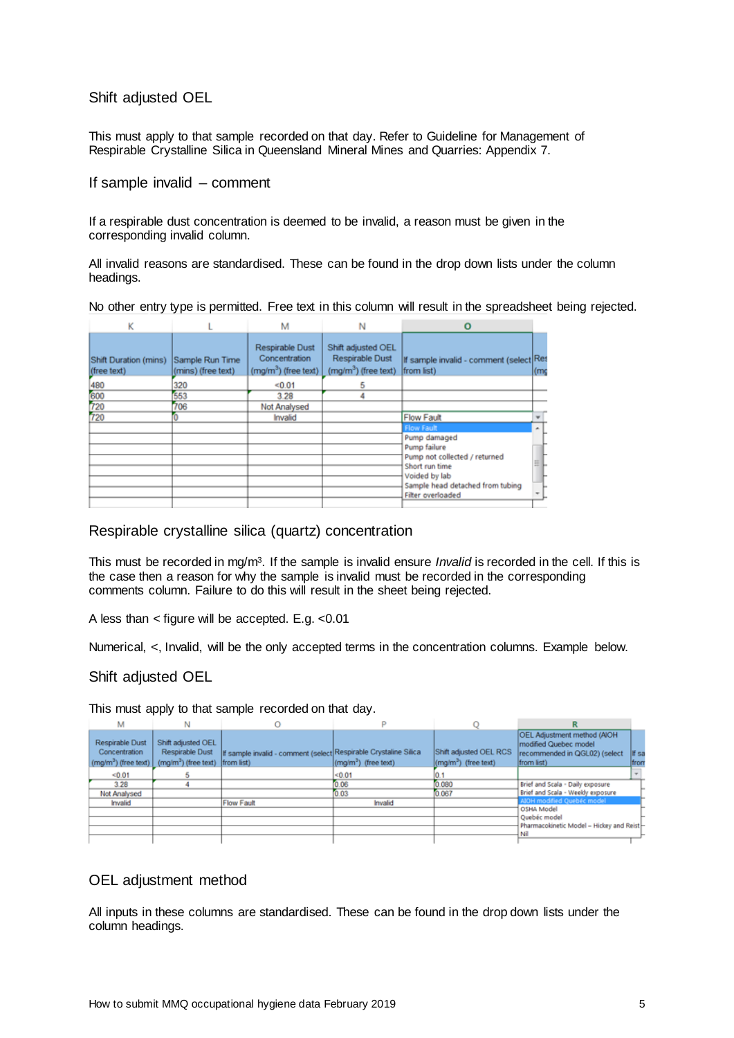## Shift adjusted OEL

This must apply to that sample recorded on that day. Refer to Guideline for Management of Respirable Crystalline Silica in Queensland Mineral Mines and Quarries: Appendix 7.

## If sample invalid – comment

If a respirable dust concentration is deemed to be invalid, a reason must be given in the corresponding invalid column.

All invalid reasons are standardised. These can be found in the drop down lists under the column headings.

No other entry type is permitted. Free text in this column will result in the spreadsheet being rejected.

| K | L | M | N | O |
|---|---|---|---|---|
| Shift Duration (mins) (free text) | Sample Run Time (mins) (free text) | Respirable Dust Concentration (mg/m³) (free text) | Shift adjusted OEL Respirable Dust (mg/m³) (free text) | If sample invalid - comment (select from list) |
| 480 | 320 | <0.01 | 5 | |
| 600 | 553 | 3.28 | 4 | |
| 720 | 706 | Not Analysed | | |
| 720 | 0 | Invalid | | Flow Fault |
| | | | | Flow Fault |
| | | | | Pump damaged |
| | | | | Pump failure |
| | | | | Pump not collected / returned |
| | | | | Short run time |
| | | | | Voided by lab |
| | | | | Sample head detached from tubing |
| | | | | Filter overloaded |

## Respirable crystalline silica (quartz) concentration

This must be recorded in mg/m³. If the sample is invalid ensure *Invalid* is recorded in the cell. If this is the case then a reason for why the sample is invalid must be recorded in the corresponding comments column. Failure to do this will result in the sheet being rejected.

A less than < figure will be accepted. E.g. <0.01

Numerical, <, Invalid, will be the only accepted terms in the concentration columns. Example below.

## Shift adjusted OEL

This must apply to that sample recorded on that day.

| M | N | O | P | Q | R |
|---|---|---|---|---|---|
| Respirable Dust Concentration (mg/m³) (free text) | Shift adjusted OEL Respirable Dust (mg/m³) (free text) | If sample invalid - comment (select from list) | Respirable Crystaline Silica (mg/m³) (free text) | Shift adjusted OEL RCS (mg/m³) (free text) | OEL Adjustment method (AIOH modified Quebec model recommended in QGL02) (select from list) |
| <0.01 | 5 | | <0.01 | 0.1 | |
| 3.28 | 4 | | 0.06 | 0.080 | Brief and Scala - Daily exposure |
| Not Analysed | | | 0.03 | 0.067 | Brief and Scala - Weekly exposure |
| Invalid | | Flow Fault | Invalid | | AIOH modified Quebéc model |
| | | | | | OSHA Model |
| | | | | | Quebéc model |
| | | | | | Pharmacokinetic Model – Hickey and Reist |
| | | | | | Nil |

## OEL adjustment method

All inputs in these columns are standardised. These can be found in the drop down lists under the column headings.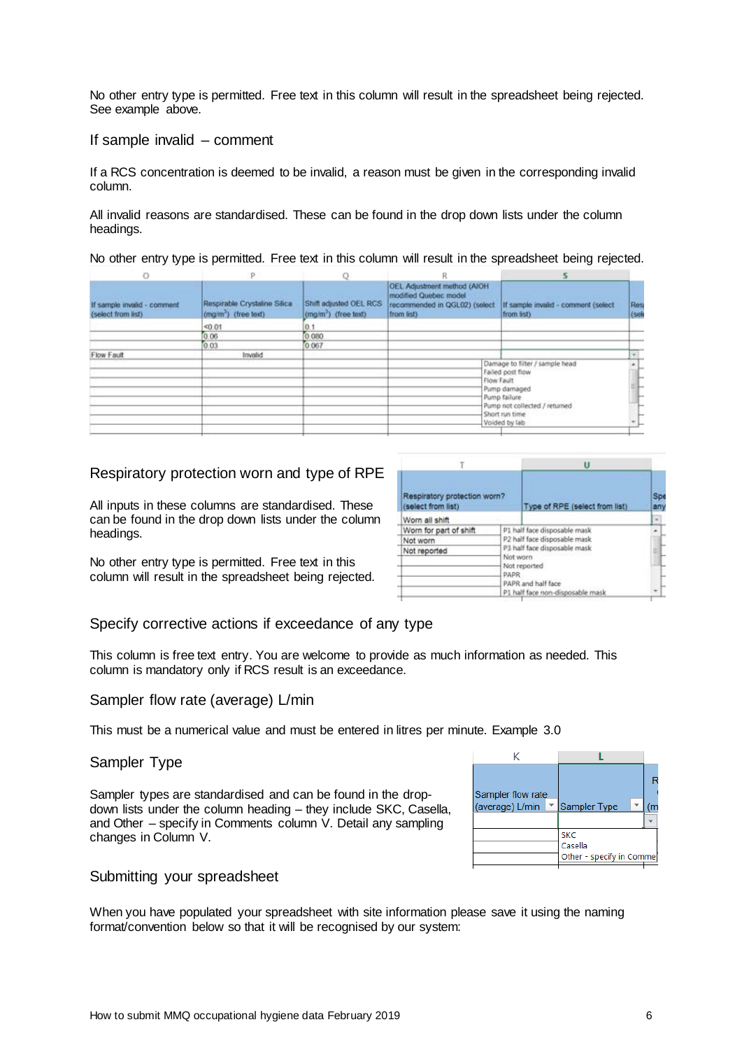No other entry type is permitted. Free text in this column will result in the spreadsheet being rejected. See example above.

## If sample invalid – comment

If a RCS concentration is deemed to be invalid, a reason must be given in the corresponding invalid column.

All invalid reasons are standardised. These can be found in the drop down lists under the column headings.

No other entry type is permitted. Free text in this column will result in the spreadsheet being rejected.

| O | P | Q | R | S |
|---|---|---|---|---|
| If sample invalid - comment (select from list) | Respirable Crystaline Silica (mg/m³) (free text) | Shift adjusted OEL RCS (mg/m³) (free text) | OEL Adjustment method (AIOH modified Quebec model recommended in QGL02) (select from list) | If sample invalid - comment (select from list) |
| | <0.01 | 0.1 | | |
| | 0.06 | 0.080 | | |
| | 0.03 | 0.067 | | |
| Flow Fault | Invalid | | | |

Drop-down list (column S):
- Damage to filter / sample head
- Failed post flow
- Flow Fault
- Pump damaged
- Pump failure
- Pump not collected / returned
- Short run time
- Voided by lab

## Respiratory protection worn and type of RPE

All inputs in these columns are standardised. These can be found in the drop down lists under the column headings.

No other entry type is permitted. Free text in this column will result in the spreadsheet being rejected.

| T | U |
|---|---|
| Respiratory protection worn? (select from list) | Type of RPE (select from list) |
| Worn all shift | |

Drop-down list (column T):
- Worn for part of shift
- Not worn
- Not reported

Drop-down list (column U):
- P1 half face disposable mask
- P2 half face disposable mask
- P3 half face disposable mask
- Not worn
- Not reported
- PAPR
- PAPR and half face
- P1 half face non-disposable mask

## Specify corrective actions if exceedance of any type

This column is free text entry. You are welcome to provide as much information as needed. This column is mandatory only if RCS result is an exceedance.

## Sampler flow rate (average) L/min

This must be a numerical value and must be entered in litres per minute. Example 3.0

## Sampler Type

Sampler types are standardised and can be found in the drop-down lists under the column heading – they include SKC, Casella, and Other – specify in Comments column V. Detail any sampling changes in Column V.

| K | L |
|---|---|
| Sampler flow rate (average) L/min | Sampler Type |

Drop-down list (column L):
- SKC
- Casella
- Other - specify in Comme

## Submitting your spreadsheet

When you have populated your spreadsheet with site information please save it using the naming format/convention below so that it will be recognised by our system: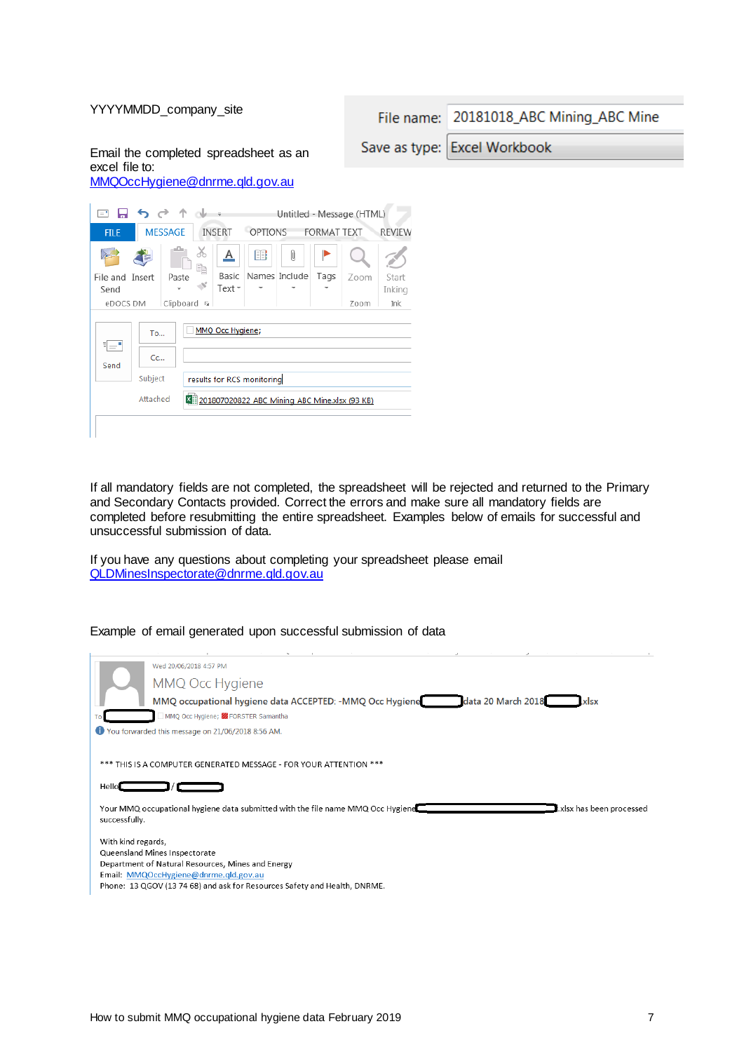YYYYMMDD_company_site

File name: 20181018_ABC Mining_ABC Mine

Save as type: Excel Workbook

Email the completed spreadsheet as an excel file to: MMQOccHygiene@dnrme.qld.gov.au

Untitled - Message (HTML)

To... MMQ Occ Hygiene;

Cc...

Subject: results for RCS monitoring

Attached: 201807020822 ABC Mining ABC Mine.xlsx (93 KB)

If all mandatory fields are not completed, the spreadsheet will be rejected and returned to the Primary and Secondary Contacts provided. Correct the errors and make sure all mandatory fields are completed before resubmitting the entire spreadsheet. Examples below of emails for successful and unsuccessful submission of data.

If you have any questions about completing your spreadsheet please email QLDMinesInspectorate@dnrme.qld.gov.au

Example of email generated upon successful submission of data

Wed 20/06/2018 4:57 PM

MMQ Occ Hygiene

MMQ occupational hygiene data ACCEPTED: -MMQ Occ Hygiene data 20 March 2018 .xlsx

To MMQ Occ Hygiene; FORSTER Samantha

You forwarded this message on 21/06/2018 8:56 AM.

*** THIS IS A COMPUTER GENERATED MESSAGE - FOR YOUR ATTENTION ***

Hello /

Your MMQ occupational hygiene data submitted with the file name MMQ Occ Hygiene .xlsx has been processed successfully.

With kind regards,
Queensland Mines Inspectorate
Department of Natural Resources, Mines and Energy
Email: MMQOccHygiene@dnrme.qld.gov.au
Phone: 13 QGOV (13 74 68) and ask for Resources Safety and Health, DNRME.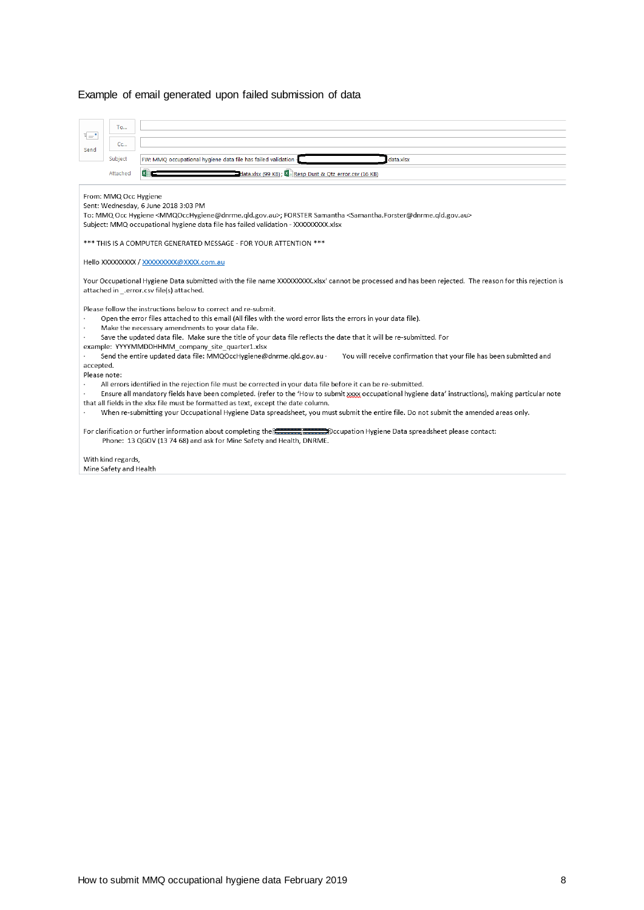Example of email generated upon failed submission of data

To...

Cc...

Send

Subject: FW: MMQ occupational hygiene data file has failed validation - data.xlsx

Attached: data.xlsx (99 KB); Resp Dust & Qtz error.csv (16 KB)

From: MMQ Occ Hygiene
Sent: Wednesday, 6 June 2018 3:03 PM
To: MMQ Occ Hygiene <MMQOccHygiene@dnrme.qld.gov.au>; FORSTER Samantha <Samantha.Forster@dnrme.qld.gov.au>
Subject: MMQ occupational hygiene data file has failed validation - XXXXXXXXX.xlsx

*** THIS IS A COMPUTER GENERATED MESSAGE - FOR YOUR ATTENTION ***

Hello XXXXXXXXX / XXXXXXXXX@XXXX.com.au

Your Occupational Hygiene Data submitted with the file name XXXXXXXXX.xlsx' cannot be processed and has been rejected. The reason for this rejection is attached in _.error.csv file(s) attached.

Please follow the instructions below to correct and re-submit.

- Open the error files attached to this email (All files with the word error lists the errors in your data file).
- Make the necessary amendments to your data file.
- Save the updated data file. Make sure the title of your data file reflects the date that it will be re-submitted. For example: YYYYMMDDHHMM_company_site_quarter1.xlsx
- Send the entire updated data file: MMQOccHygiene@dnrme.qld.gov.au · You will receive confirmation that your file has been submitted and accepted.

Please note:

- All errors identified in the rejection file must be corrected in your data file before it can be re-submitted.
- Ensure all mandatory fields have been completed. (refer to the 'How to submit xxxx occupational hygiene data' instructions), making particular note that all fields in the xlsx file must be formatted as text, except the date column.
- When re-submitting your Occupational Hygiene Data spreadsheet, you must submit the entire file. Do not submit the amended areas only.

For clarification or further information about completing the Occupation Hygiene Data spreadsheet please contact:
Phone: 13 QGOV (13 74 68) and ask for Mine Safety and Health, DNRME.

With kind regards,
Mine Safety and Health